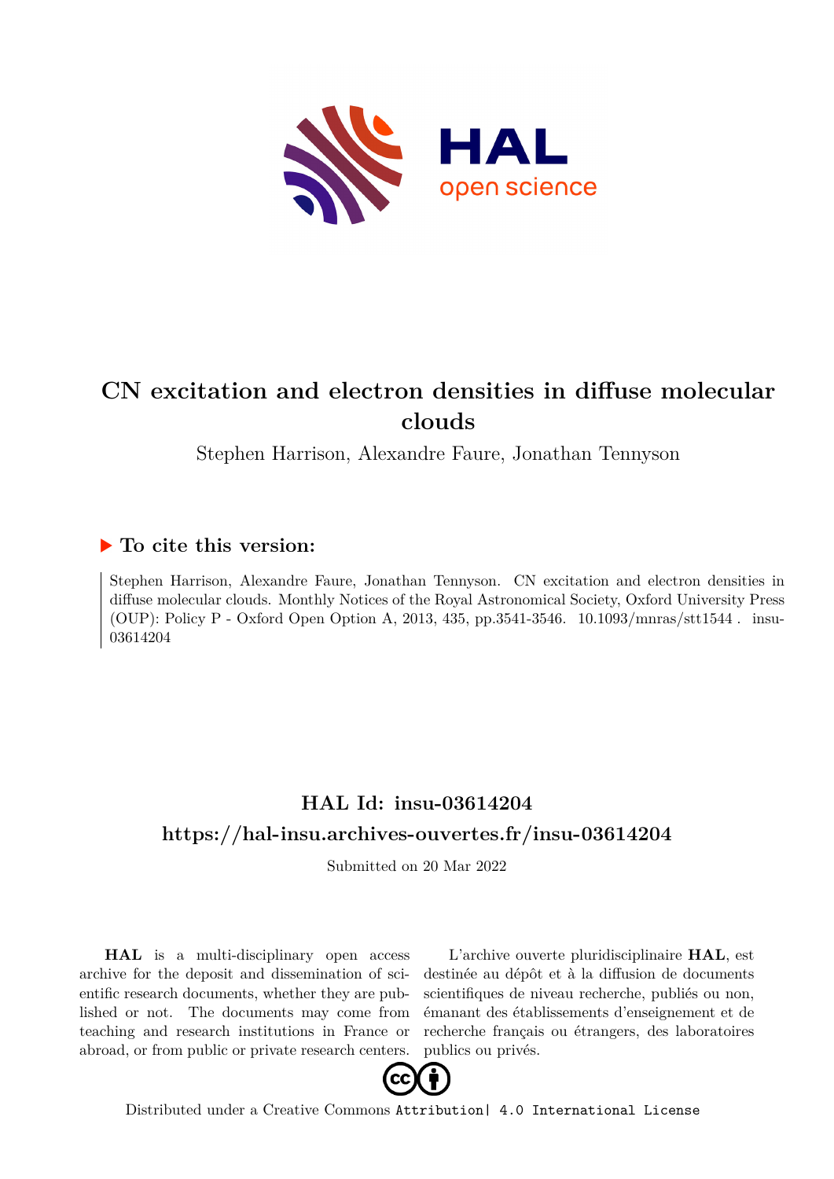# CN excitation and electron densities in diffuse molecular clouds

Stephen Harrison, Alexandre Faure, Jonathan Tennyson

## ▶ To cite this version:

Stephen Harrison, Alexandre Faure, Jonathan Tennyson. CN excitation and electron densities in diffuse molecular clouds. Monthly Notices of the Royal Astronomical Society, Oxford University Press (OUP): Policy P - Oxford Open Option A, 2013, 435, pp.3541-3546. 10.1093/mnras/stt1544 . insu-03614204

## HAL Id: insu-03614204

## https://hal-insu.archives-ouvertes.fr/insu-03614204

Submitted on 20 Mar 2022

**HAL** is a multi-disciplinary open access archive for the deposit and dissemination of scientific research documents, whether they are published or not. The documents may come from teaching and research institutions in France or abroad, or from public or private research centers.

L'archive ouverte pluridisciplinaire **HAL**, est destinée au dépôt et à la diffusion de documents scientifiques de niveau recherche, publiés ou non, émanant des établissements d'enseignement et de recherche français ou étrangers, des laboratoires publics ou privés.

Distributed under a Creative Commons Attribution| 4.0 International License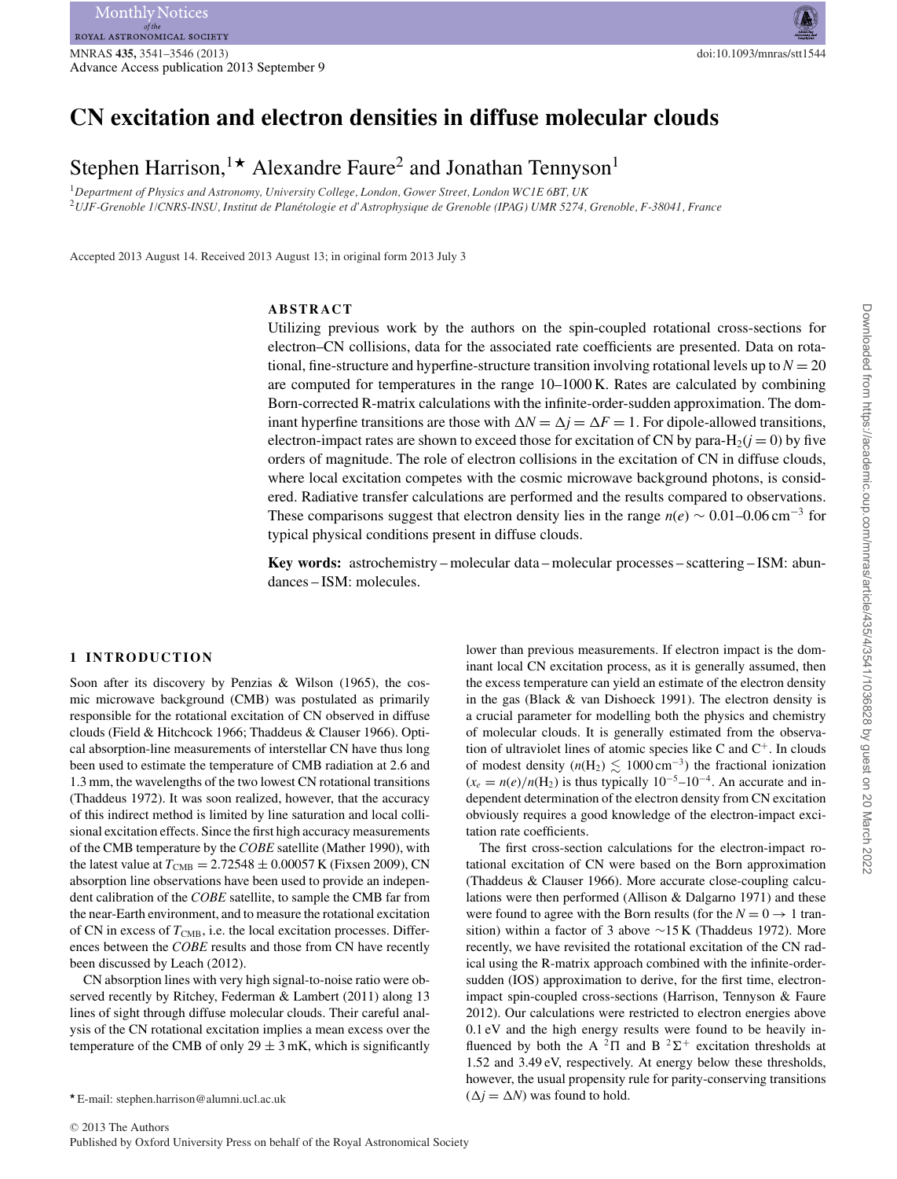# CN excitation and electron densities in diffuse molecular clouds

Stephen Harrison,[1★] Alexandre Faure[2] and Jonathan Tennyson[1]

[1]Department of Physics and Astronomy, University College, London, Gower Street, London WC1E 6BT, UK

[2]UJF-Grenoble 1/CNRS-INSU, Institut de Planétologie et d'Astrophysique de Grenoble (IPAG) UMR 5274, Grenoble, F-38041, France

Accepted 2013 August 14. Received 2013 August 13; in original form 2013 July 3

## ABSTRACT

Utilizing previous work by the authors on the spin-coupled rotational cross-sections for electron–CN collisions, data for the associated rate coefficients are presented. Data on rotational, fine-structure and hyperfine-structure transition involving rotational levels up to $N = 20$ are computed for temperatures in the range 10–1000 K. Rates are calculated by combining Born-corrected R-matrix calculations with the infinite-order-sudden approximation. The dominant hyperfine transitions are those with $\Delta N = \Delta j = \Delta F = 1$. For dipole-allowed transitions, electron-impact rates are shown to exceed those for excitation of CN by para-$H_2(j = 0)$ by five orders of magnitude. The role of electron collisions in the excitation of CN in diffuse clouds, where local excitation competes with the cosmic microwave background photons, is considered. Radiative transfer calculations are performed and the results compared to observations. These comparisons suggest that electron density lies in the range $n(e) \sim 0.01$–$0.06\,\mathrm{cm}^{-3}$ for typical physical conditions present in diffuse clouds.

**Key words:** astrochemistry – molecular data – molecular processes – scattering – ISM: abundances – ISM: molecules.

## 1 INTRODUCTION

Soon after its discovery by Penzias & Wilson (1965), the cosmic microwave background (CMB) was postulated as primarily responsible for the rotational excitation of CN observed in diffuse clouds (Field & Hitchcock 1966; Thaddeus & Clauser 1966). Optical absorption-line measurements of interstellar CN have thus long been used to estimate the temperature of CMB radiation at 2.6 and 1.3 mm, the wavelengths of the two lowest CN rotational transitions (Thaddeus 1972). It was soon realized, however, that the accuracy of this indirect method is limited by line saturation and local collisional excitation effects. Since the first high accuracy measurements of the CMB temperature by the *COBE* satellite (Mather 1990), with the latest value at $T_{\mathrm{CMB}} = 2.72548 \pm 0.00057$ K (Fixsen 2009), CN absorption line observations have been used to provide an independent calibration of the *COBE* satellite, to sample the CMB far from the near-Earth environment, and to measure the rotational excitation of CN in excess of $T_{\mathrm{CMB}}$, i.e. the local excitation processes. Differences between the *COBE* results and those from CN have recently been discussed by Leach (2012).

CN absorption lines with very high signal-to-noise ratio were observed recently by Ritchey, Federman & Lambert (2011) along 13 lines of sight through diffuse molecular clouds. Their careful analysis of the CN rotational excitation implies a mean excess over the temperature of the CMB of only $29 \pm 3$ mK, which is significantly lower than previous measurements. If electron impact is the dominant local CN excitation process, as it is generally assumed, then the excess temperature can yield an estimate of the electron density in the gas (Black & van Dishoeck 1991). The electron density is a crucial parameter for modelling both the physics and chemistry of molecular clouds. It is generally estimated from the observation of ultraviolet lines of atomic species like C and $C^+$. In clouds of modest density ($n(H_2) \lesssim 1000\,\mathrm{cm}^{-3}$) the fractional ionization ($x_e = n(e)/n(H_2)$) is thus typically $10^{-5}$–$10^{-4}$. An accurate and independent determination of the electron density from CN excitation obviously requires a good knowledge of the electron-impact excitation rate coefficients.

The first cross-section calculations for the electron-impact rotational excitation of CN were based on the Born approximation (Thaddeus & Clauser 1966). More accurate close-coupling calculations were then performed (Allison & Dalgarno 1971) and these were found to agree with the Born results (for the $N = 0 \rightarrow 1$ transition) within a factor of 3 above $\sim$15 K (Thaddeus 1972). More recently, we have revisited the rotational excitation of the CN radical using the R-matrix approach combined with the infinite-order-sudden (IOS) approximation to derive, for the first time, electron-impact spin-coupled cross-sections (Harrison, Tennyson & Faure 2012). Our calculations were restricted to electron energies above 0.1 eV and the high energy results were found to be heavily influenced by both the A $^2\Pi$ and B $^2\Sigma^+$ excitation thresholds at 1.52 and 3.49 eV, respectively. At energy below these thresholds, however, the usual propensity rule for parity-conserving transitions ($\Delta j = \Delta N$) was found to hold.

★ E-mail: stephen.harrison@alumni.ucl.ac.uk

© 2013 The Authors

Published by Oxford University Press on behalf of the Royal Astronomical Society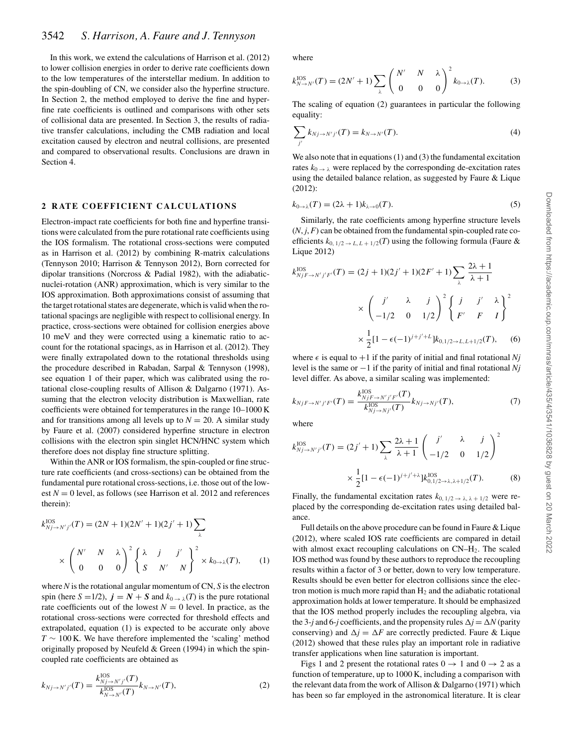In this work, we extend the calculations of Harrison et al. (2012) to lower collision energies in order to derive rate coefficients down to the low temperatures of the interstellar medium. In addition to the spin-doubling of CN, we consider also the hyperfine structure. In Section 2, the method employed to derive the fine and hyperfine rate coefficients is outlined and comparisons with other sets of collisional data are presented. In Section 3, the results of radiative transfer calculations, including the CMB radiation and local excitation caused by electron and neutral collisions, are presented and compared to observational results. Conclusions are drawn in Section 4.

## 2 RATE COEFFICIENT CALCULATIONS

Electron-impact rate coefficients for both fine and hyperfine transitions were calculated from the pure rotational rate coefficients using the IOS formalism. The rotational cross-sections were computed as in Harrison et al. (2012) by combining R-matrix calculations (Tennyson 2010; Harrison & Tennyson 2012), Born corrected for dipolar transitions (Norcross & Padial 1982), with the adiabatic-nuclei-rotation (ANR) approximation, which is very similar to the IOS approximation. Both approximations consist of assuming that the target rotational states are degenerate, which is valid when the rotational spacings are negligible with respect to collisional energy. In practice, cross-sections were obtained for collision energies above 10 meV and they were corrected using a kinematic ratio to account for the rotational spacings, as in Harrison et al. (2012). They were finally extrapolated down to the rotational thresholds using the procedure described in Rabadan, Sarpal & Tennyson (1998), see equation 1 of their paper, which was calibrated using the rotational close-coupling results of Allison & Dalgarno (1971). Assuming that the electron velocity distribution is Maxwellian, rate coefficients were obtained for temperatures in the range 10–1000 K and for transitions among all levels up to $N = 20$. A similar study by Faure et al. (2007) considered hyperfine structure in electron collisions with the electron spin singlet HCN/HNC system which therefore does not display fine structure splitting.

Within the ANR or IOS formalism, the spin-coupled or fine structure rate coefficients (and cross-sections) can be obtained from the fundamental pure rotational cross-sections, i.e. those out of the lowest $N = 0$ level, as follows (see Harrison et al. 2012 and references therein):

$$k^{\rm IOS}_{Nj\to N'j'}(T) = (2N+1)(2N'+1)(2j'+1)\sum_{\lambda} \begin{pmatrix} N' & N & \lambda \\ 0 & 0 & 0 \end{pmatrix}^2 \begin{Bmatrix} \lambda & j & j' \\ S & N' & N \end{Bmatrix}^2 \times k_{0\to\lambda}(T), \qquad (1)$$

where $N$ is the rotational angular momentum of CN, $S$ is the electron spin (here $S$ =1/2), $\boldsymbol{j} = \boldsymbol{N} + \boldsymbol{S}$ and $k_{0\to\lambda}(T)$ is the pure rotational rate coefficients out of the lowest $N = 0$ level. In practice, as the rotational cross-sections were corrected for threshold effects and extrapolated, equation (1) is expected to be accurate only above $T \sim 100$ K. We have therefore implemented the 'scaling' method originally proposed by Neufeld & Green (1994) in which the spin-coupled rate coefficients are obtained as

$$k_{Nj\to N'j'}(T) = \frac{k^{\rm IOS}_{Nj\to N'j'}(T)}{k^{\rm IOS}_{N\to N'}(T)} k_{N\to N'}(T), \qquad (2)$$

where

$$k^{\rm IOS}_{N\to N'}(T) = (2N'+1)\sum_{\lambda} \begin{pmatrix} N' & N & \lambda \\ 0 & 0 & 0 \end{pmatrix}^2 k_{0\to\lambda}(T). \qquad (3)$$

The scaling of equation (2) guarantees in particular the following equality:

$$\sum_{j'} k_{Nj\to N'j'}(T) = k_{N\to N'}(T). \qquad (4)$$

We also note that in equations (1) and (3) the fundamental excitation rates $k_{0\to\lambda}$ were replaced by the corresponding de-excitation rates using the detailed balance relation, as suggested by Faure & Lique (2012):

$$k_{0\to\lambda}(T) = (2\lambda+1)k_{\lambda\to 0}(T). \qquad (5)$$

Similarly, the rate coefficients among hyperfine structure levels $(N, j, F)$ can be obtained from the fundamental spin-coupled rate coefficients $k_{0,1/2\to L,L+1/2}(T)$ using the following formula (Faure & Lique 2012)

$$k^{\rm IOS}_{NjF\to N'j'F'}(T) = (2j+1)(2j'+1)(2F'+1)\sum_{\lambda} \frac{2\lambda+1}{\lambda+1} \times \begin{pmatrix} j' & \lambda & j \\ -1/2 & 0 & 1/2 \end{pmatrix}^2 \begin{Bmatrix} j & j' & \lambda \\ F' & F & I \end{Bmatrix}^2 \times \frac{1}{2}[1-\epsilon(-1)^{j+j'+L}]k_{0,1/2\to L,L+1/2}(T), \qquad (6)$$

where $\epsilon$ is equal to +1 if the parity of initial and final rotational $Nj$ level is the same or −1 if the parity of initial and final rotational $Nj$ level differ. As above, a similar scaling was implemented:

$$k_{NjF\to N'j'F'}(T) = \frac{k^{\rm IOS}_{NjF\to N'j'F'}(T)}{k^{\rm IOS}_{Nj\to Nj'}(T)} k_{Nj\to Nj'}(T), \qquad (7)$$

where

$$k^{\rm IOS}_{Nj\to N'j'}(T) = (2j'+1)\sum_{\lambda} \frac{2\lambda+1}{\lambda+1} \begin{pmatrix} j' & \lambda & j \\ -1/2 & 0 & 1/2 \end{pmatrix}^2 \times \frac{1}{2}[1-\epsilon(-1)^{j+j'+\lambda}]k^{\rm IOS}_{0,1/2\to\lambda,\lambda+1/2}(T). \qquad (8)$$

Finally, the fundamental excitation rates $k_{0,1/2\to\lambda,\lambda+1/2}$ were replaced by the corresponding de-excitation rates using detailed balance.

Full details on the above procedure can be found in Faure & Lique (2012), where scaled IOS rate coefficients are compared in detail with almost exact recoupling calculations on CN–$H_2$. The scaled IOS method was found by these authors to reproduce the recoupling results within a factor of 3 or better, down to very low temperature. Results should be even better for electron collisions since the electron motion is much more rapid than $H_2$ and the adiabatic rotational approximation holds at lower temperature. It should be emphasized that the IOS method properly includes the recoupling algebra, via the 3-$j$ and 6-$j$ coefficients, and the propensity rules $\Delta j = \Delta N$ (parity conserving) and $\Delta j = \Delta F$ are correctly predicted. Faure & Lique (2012) showed that these rules play an important role in radiative transfer applications when line saturation is important.

Figs 1 and 2 present the rotational rates $0 \to 1$ and $0 \to 2$ as a function of temperature, up to 1000 K, including a comparison with the relevant data from the work of Allison & Dalgarno (1971) which has been so far employed in the astronomical literature. It is clear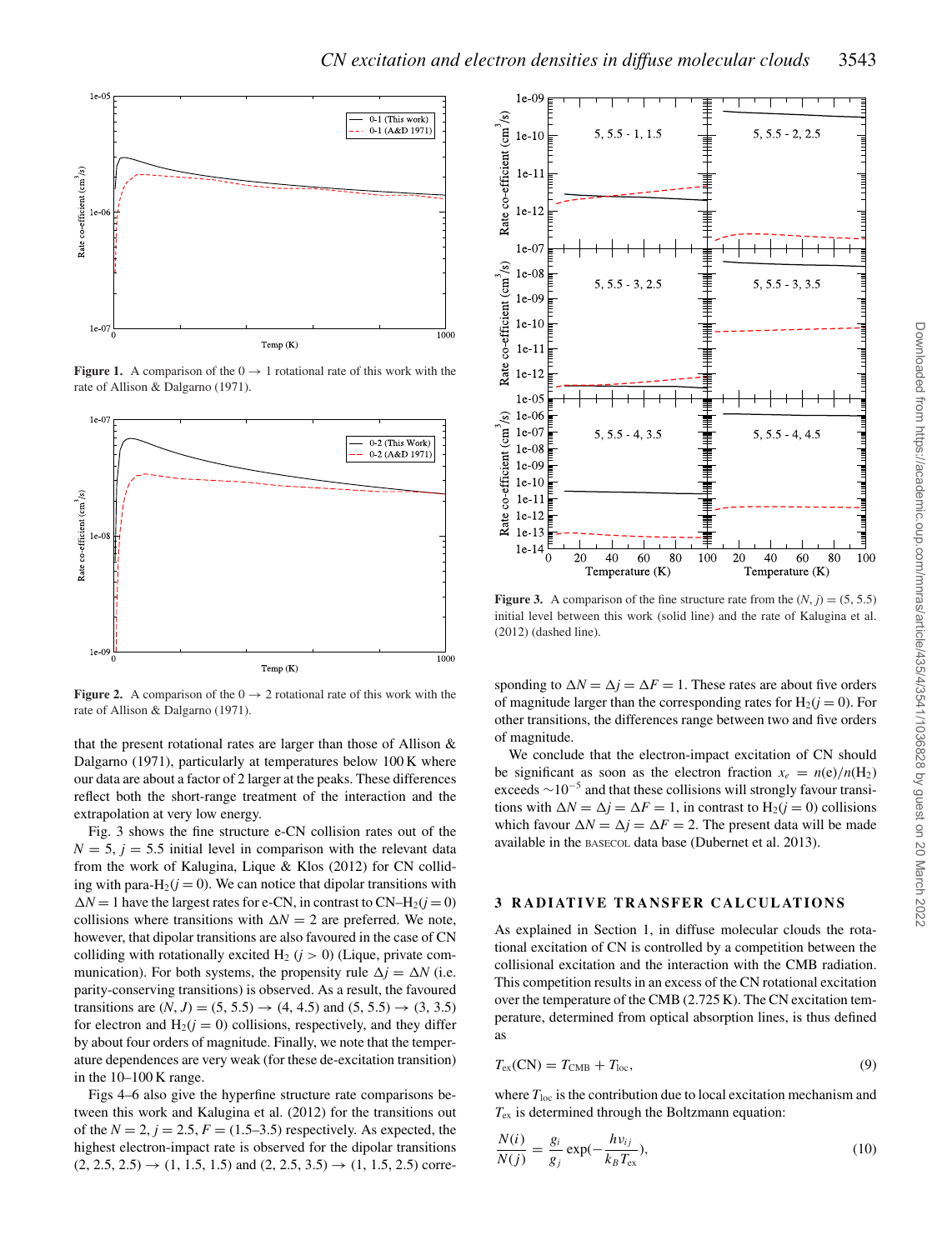Figure 1. A comparison of the $0 \rightarrow 1$ rotational rate of this work with the rate of Allison & Dalgarno (1971).

Figure 2. A comparison of the $0 \rightarrow 2$ rotational rate of this work with the rate of Allison & Dalgarno (1971).

that the present rotational rates are larger than those of Allison & Dalgarno (1971), particularly at temperatures below 100 K where our data are about a factor of 2 larger at the peaks. These differences reflect both the short-range treatment of the interaction and the extrapolation at very low energy.

Fig. 3 shows the fine structure e-CN collision rates out of the $N = 5$, $j = 5.5$ initial level in comparison with the relevant data from the work of Kalugina, Lique & Klos (2012) for CN colliding with para-$H_2$($j = 0$). We can notice that dipolar transitions with $\Delta N = 1$ have the largest rates for e-CN, in contrast to CN–$H_2$($j = 0$) collisions where transitions with $\Delta N = 2$ are preferred. We note, however, that dipolar transitions are also favoured in the case of CN colliding with rotationally excited $H_2$ ($j > 0$) (Lique, private communication). For both systems, the propensity rule $\Delta j = \Delta N$ (i.e. parity-conserving transitions) is observed. As a result, the favoured transitions are $(N, J) = (5, 5.5) \rightarrow (4, 4.5)$ and $(5, 5.5) \rightarrow (3, 3.5)$ for electron and $H_2$($j = 0$) collisions, respectively, and they differ by about four orders of magnitude. Finally, we note that the temperature dependences are very weak (for these de-excitation transition) in the 10–100 K range.

Figs 4–6 also give the hyperfine structure rate comparisons between this work and Kalugina et al. (2012) for the transitions out of the $N = 2$, $j = 2.5$, $F = (1.5–3.5)$ respectively. As expected, the highest electron-impact rate is observed for the $(2, 2.5, 2.5) \rightarrow (1, 1.5, 1.5)$ and $(2, 2.5, 3.5) \rightarrow (1, 1.5, 2.5)$ corresponding to $\Delta N = \Delta j = \Delta F = 1$. These rates are about five orders of magnitude larger than the corresponding rates for $H_2$($j = 0$). For other transitions, the differences range between two and five orders of magnitude.

Figure 3. A comparison of the fine structure rate from the $(N, j) = (5, 5.5)$ initial level between this work (solid line) and the rate of Kalugina et al. (2012) (dashed line).

We conclude that the electron-impact excitation of CN should be significant as soon as the electron fraction $x_e = n(\mathrm{e})/n(H_2)$ exceeds $\sim 10^{-5}$ and that these collisions will strongly favour transitions with $\Delta N = \Delta j = \Delta F = 1$, in contrast to $H_2$($j = 0$) collisions which favour $\Delta N = \Delta j = \Delta F = 2$. The present data will be made available in the BASECOL data base (Dubernet et al. 2013).

## 3 RADIATIVE TRANSFER CALCULATIONS

As explained in Section 1, in diffuse molecular clouds the rotational excitation of CN is controlled by a competition between the collisional excitation and the interaction with the CMB radiation. This competition results in an excess of the CN rotational excitation over the temperature of the CMB (2.725 K). The CN excitation temperature, determined from optical absorption lines, is thus defined as

$$T_{\mathrm{ex}}(\mathrm{CN}) = T_{\mathrm{CMB}} + T_{\mathrm{loc}}, \tag{9}$$

where $T_{\mathrm{loc}}$ is the contribution due to local excitation mechanism and $T_{\mathrm{ex}}$ is determined through the Boltzmann equation:

$$\frac{N(i)}{N(j)} = \frac{g_i}{g_j} \exp\left(-\frac{h\nu_{ij}}{k_B T_{\mathrm{ex}}}\right), \tag{10}$$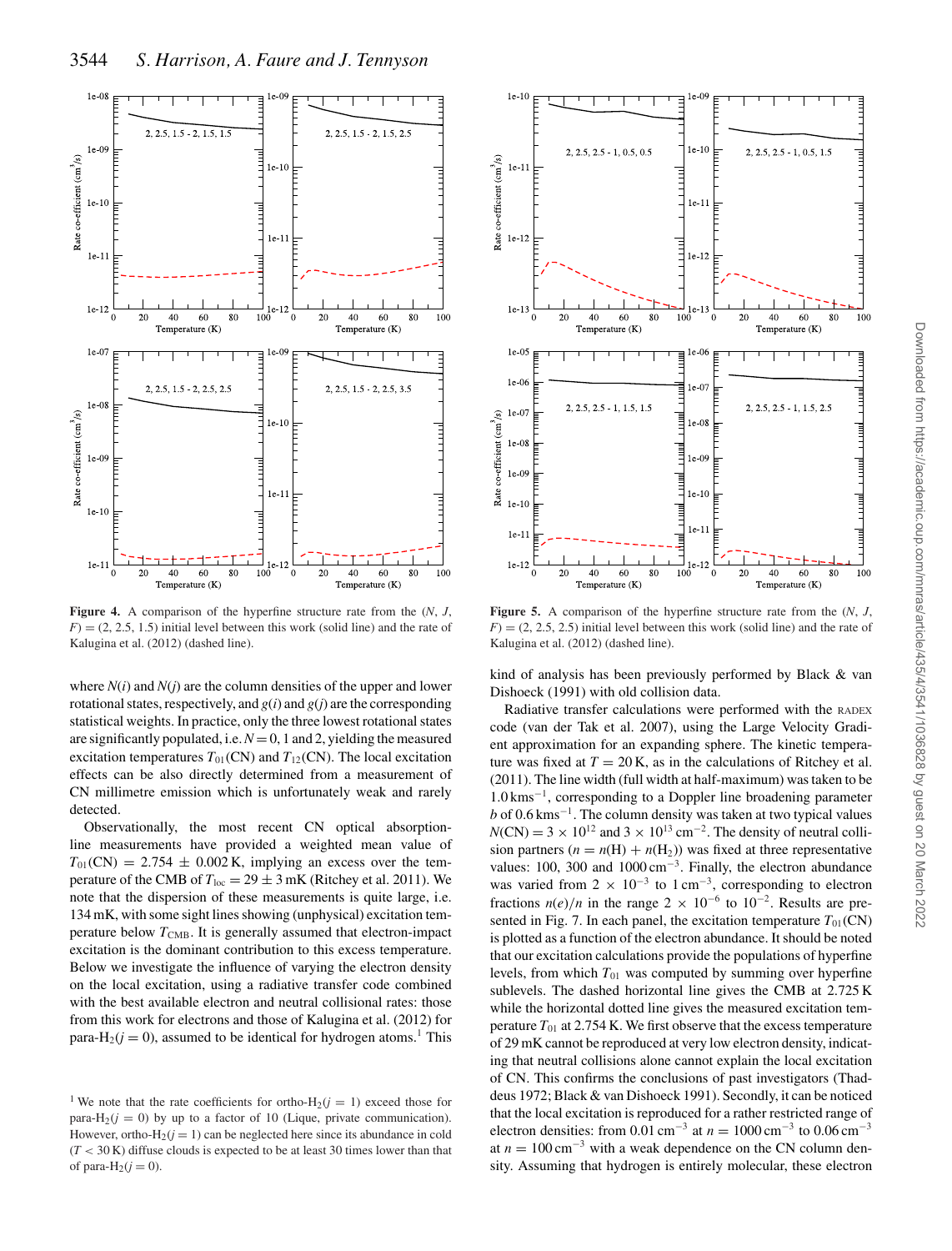**Figure 4.** A comparison of the hyperfine structure rate from the ($N$, $J$, $F$) = (2, 2.5, 1.5) initial level between this work (solid line) and the rate of Kalugina et al. (2012) (dashed line).

**Figure 5.** A comparison of the hyperfine structure rate from the ($N$, $J$, $F$) = (2, 2.5, 2.5) initial level between this work (solid line) and the rate of Kalugina et al. (2012) (dashed line).

where $N(i)$ and $N(j)$ are the column densities of the upper and lower rotational states, respectively, and $g(i)$ and $g(j)$ are the corresponding statistical weights. In practice, only the three lowest rotational states are significantly populated, i.e. $N = 0$, 1 and 2, yielding the measured excitation temperatures $T_{01}$(CN) and $T_{12}$(CN). The local excitation effects can be also directly determined from a measurement of CN millimetre emission which is unfortunately weak and rarely detected.

Observationally, the most recent CN optical absorption-line measurements have provided a weighted mean value of $T_{01}$(CN) = 2.754 ± 0.002 K, implying an excess over the temperature of the CMB of $T_{\rm loc} = 29 \pm 3$ mK (Ritchey et al. 2011). We note that the dispersion of these measurements is quite large, i.e. 134 mK, with some sight lines showing (unphysical) excitation temperature below $T_{\rm CMB}$. It is generally assumed that electron-impact excitation is the dominant contribution to this excess temperature. Below we investigate the influence of varying the electron density on the local excitation, using a radiative transfer code combined with the best available electron and neutral collisional rates: those from this work for electrons and those of Kalugina et al. (2012) for para-$H_2$($j = 0$), assumed to be identical for hydrogen atoms.[1] This kind of analysis has been previously performed by Black & van Dishoeck (1991) with old collision data.

Radiative transfer calculations were performed with the RADEX code (van der Tak et al. 2007), using the Large Velocity Gradient approximation for an expanding sphere. The kinetic temperature was fixed at $T$ = 20 K, as in the calculations of Ritchey et al. (2011). The line width (full width at half-maximum) was taken to be 1.0 km s$^{-1}$, corresponding to a Doppler line broadening parameter $b$ of 0.6 km s$^{-1}$. The column density was taken at two typical values $N$(CN) = $3 \times 10^{12}$ and $3 \times 10^{13}$ cm$^{-2}$. The density of neutral collision partners ($n = n$(H) + $n$($H_2$)) was fixed at three representative values: 100, 300 and 1000 cm$^{-3}$. Finally, the electron abundance was varied from $2 \times 10^{-3}$ to 1 cm$^{-3}$, corresponding to electron fractions $n(e)/n$ in the range $2 \times 10^{-6}$ to $10^{-2}$. Results are presented in Fig. 7. In each panel, the excitation temperature $T_{01}$(CN) is plotted as a function of the electron abundance. It should be noted that our excitation calculations provide the populations of hyperfine levels, from which $T_{01}$ was computed by summing over hyperfine sublevels. The dashed horizontal line gives the CMB at 2.725 K while the horizontal dotted line gives the measured excitation temperature $T_{01}$ at 2.754 K. We first observe that the excess temperature of 29 mK cannot be reproduced at very low electron density, indicating that neutral collisions alone cannot explain the local excitation of CN. This confirms the conclusions of past investigators (Thaddeus 1972; Black & van Dishoeck 1991). Secondly, it can be noticed that the local excitation is reproduced for a rather restricted range of electron densities: from 0.01 cm$^{-3}$ at $n$ = 1000 cm$^{-3}$ to 0.06 cm$^{-3}$ at $n$ = 100 cm$^{-3}$ with a weak dependence on the CN column density. Assuming that hydrogen is entirely molecular, these electron

[1] We note that the rate coefficients for ortho-$H_2$($j = 1$) exceed those for para-$H_2$($j = 0$) by up to a factor of 10 (Lique, private communication). However, ortho-$H_2$($j = 1$) can be neglected here since its abundance in cold ($T < 30$ K) diffuse clouds is expected to be at least 30 times lower than that of para-$H_2$($j = 0$).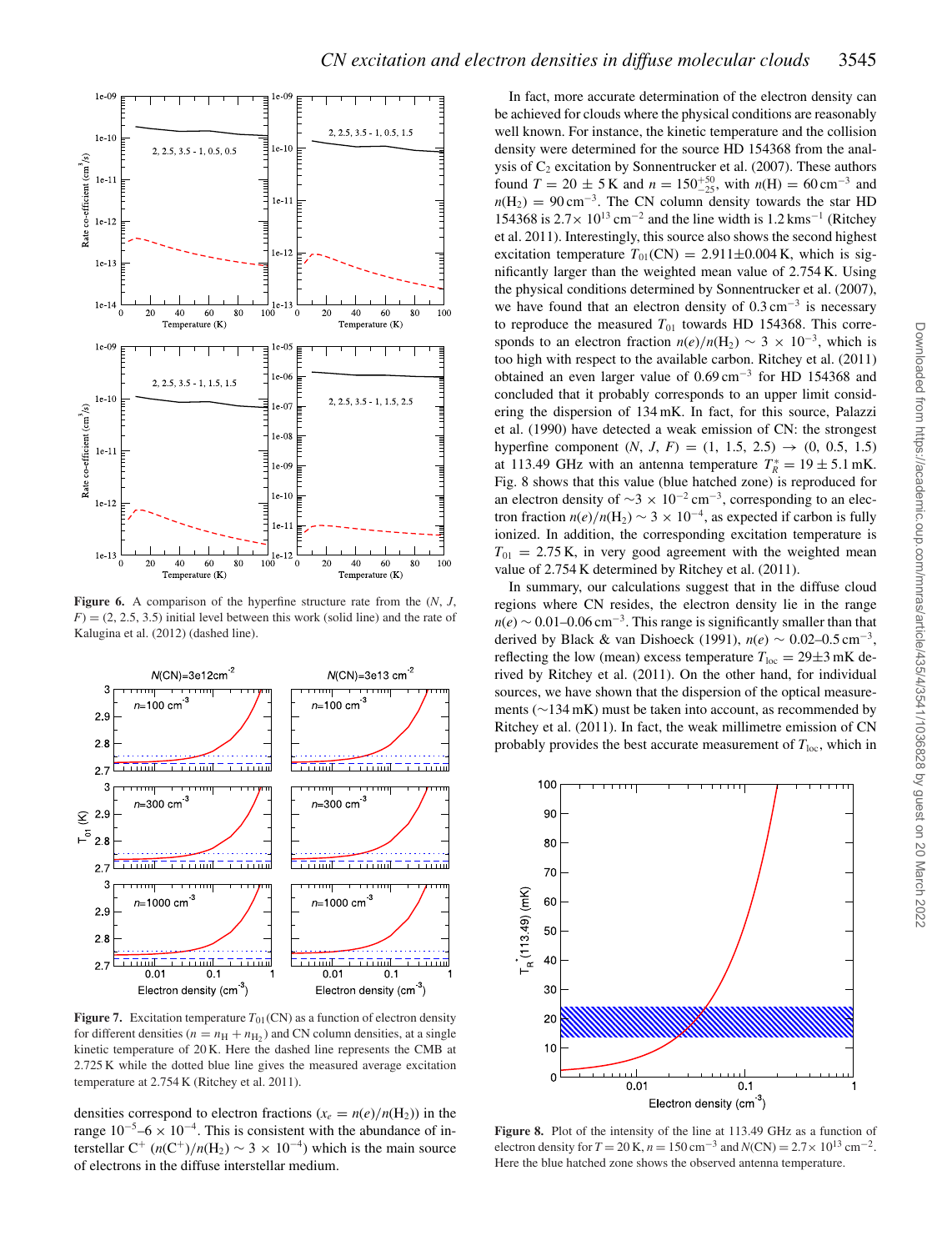Figure 6. A comparison of the hyperfine structure rate from the ($N$, $J$, $F$) = (2, 2.5, 3.5) initial level between this work (solid line) and the rate of Kalugina et al. (2012) (dashed line).

Figure 7. Excitation temperature $T_{01}$(CN) as a function of electron density for different densities ($n = n_{\rm H} + n_{\rm H_2}$) and CN column densities, at a single kinetic temperature of 20 K. Here the dashed line represents the CMB at 2.725 K while the dotted blue line gives the measured average excitation temperature at 2.754 K (Ritchey et al. 2011).

densities correspond to electron fractions ($x_e = n(e)/n({\rm H_2})$) in the range $10^{-5}$–$6 \times 10^{-4}$. This is consistent with the abundance of interstellar $C^+$ ($n(C^+)/n({\rm H_2}) \sim 3 \times 10^{-4}$) which is the main source of electrons in the diffuse interstellar medium.

In fact, more accurate determination of the electron density can be achieved for clouds where the physical conditions are reasonably well known. For instance, the kinetic temperature and the collision density were determined for the source HD 154368 from the analysis of $C_2$ excitation by Sonnentrucker et al. (2007). These authors found $T = 20 \pm 5$ K and $n = 150^{+50}_{-25}$, with $n({\rm H}) = 60\,{\rm cm^{-3}}$ and $n({\rm H_2}) = 90\,{\rm cm^{-3}}$. The CN column density towards the star HD 154368 is $2.7 \times 10^{13}\,{\rm cm^{-2}}$ and the line width is $1.2\,{\rm km\,s^{-1}}$ (Ritchey et al. 2011). Interestingly, this source also shows the second highest excitation temperature $T_{01}$(CN) = 2.911±0.004 K, which is significantly larger than the weighted mean value of 2.754 K. Using the physical conditions determined by Sonnentrucker et al. (2007), we have found that an electron density of $0.3\,{\rm cm^{-3}}$ is necessary to reproduce the measured $T_{01}$ towards HD 154368. This corresponds to an electron fraction $n(e)/n({\rm H_2}) \sim 3 \times 10^{-3}$, which is too high with respect to the available carbon. Ritchey et al. (2011) obtained an even larger value of $0.69\,{\rm cm^{-3}}$ for HD 154368 and concluded that it probably corresponds to an upper limit considering the dispersion of 134 mK. In fact, for this source, Palazzi et al. (1990) have detected a weak emission of CN: the strongest hyperfine component ($N$, $J$, $F$) = (1, 1.5, 2.5) → (0, 0.5, 1.5) at 113.49 GHz with an antenna temperature $T_R^* = 19 \pm 5.1$ mK. Fig. 8 shows that this value (blue hatched zone) is reproduced for an electron density of $\sim 3 \times 10^{-2}\,{\rm cm^{-3}}$, corresponding to an electron fraction $n(e)/n({\rm H_2}) \sim 3 \times 10^{-4}$, as expected if carbon is fully ionized. In addition, the corresponding excitation temperature is $T_{01} = 2.75$ K, in very good agreement with the weighted mean value of 2.754 K determined by Ritchey et al. (2011).

In summary, our calculations suggest that in the diffuse cloud regions where CN resides, the electron density lie in the range $n(e) \sim 0.01$–$0.06\,{\rm cm^{-3}}$. This range is significantly smaller than that derived by Black & van Dishoeck (1991), $n(e) \sim 0.02$–$0.5\,{\rm cm^{-3}}$, reflecting the low (mean) excess temperature $T_{\rm loc} = 29 \pm 3$ mK derived by Ritchey et al. (2011). On the other hand, for individual sources, we have shown that the dispersion of the optical measurements (∼134 mK) must be taken into account, as recommended by Ritchey et al. (2011). In fact, the weak millimetre emission of CN probably provides the best accurate measurement of $T_{\rm loc}$, which in

Figure 8. Plot of the intensity of the line at 113.49 GHz as a function of electron density for $T = 20$ K, $n = 150\,{\rm cm^{-3}}$ and $N({\rm CN}) = 2.7 \times 10^{13}\,{\rm cm^{-2}}$. Here the blue hatched zone shows the observed antenna temperature.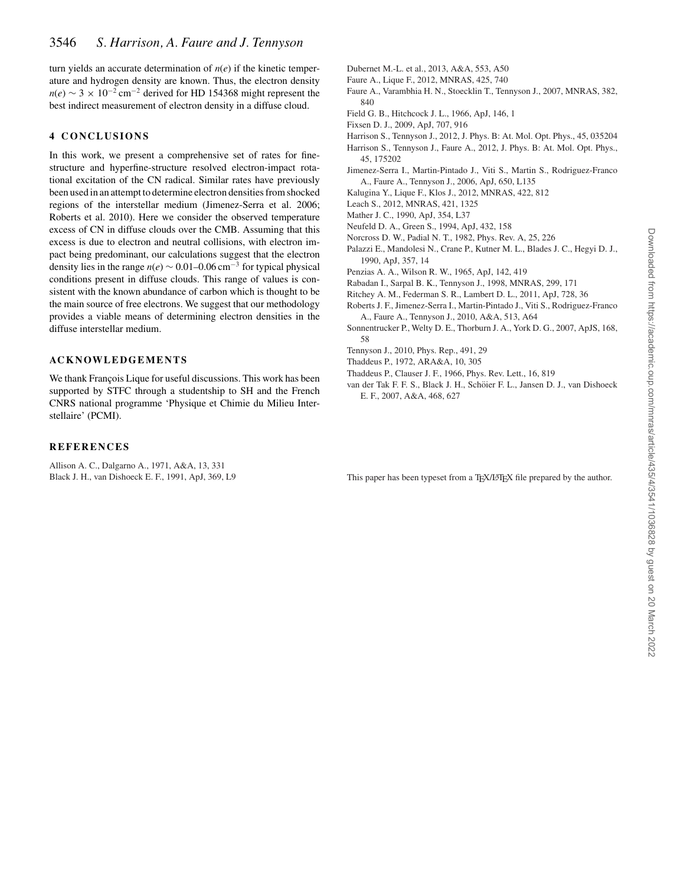turn yields an accurate determination of $n(e)$ if the kinetic temperature and hydrogen density are known. Thus, the electron density $n(e) \sim 3 \times 10^{-2}\,\mathrm{cm}^{-2}$ derived for HD 154368 might represent the best indirect measurement of electron density in a diffuse cloud.

## 4 CONCLUSIONS

In this work, we present a comprehensive set of rates for fine-structure and hyperfine-structure resolved electron-impact rotational excitation of the CN radical. Similar rates have previously been used in an attempt to determine electron densities from shocked regions of the interstellar medium (Jimenez-Serra et al. 2006; Roberts et al. 2010). Here we consider the observed temperature excess of CN in diffuse clouds over the CMB. Assuming that this excess is due to electron and neutral collisions, with electron impact being predominant, our calculations suggest that the electron density lies in the range $n(e) \sim 0.01$–$0.06\,\mathrm{cm}^{-3}$ for typical physical conditions present in diffuse clouds. This range of values is consistent with the known abundance of carbon which is thought to be the main source of free electrons. We suggest that our methodology provides a viable means of determining electron densities in the diffuse interstellar medium.

## ACKNOWLEDGEMENTS

We thank François Lique for useful discussions. This work has been supported by STFC through a studentship to SH and the French CNRS national programme 'Physique et Chimie du Milieu Interstellaire' (PCMI).

## REFERENCES

Allison A. C., Dalgarno A., 1971, A&A, 13, 331
Black J. H., van Dishoeck E. F., 1991, ApJ, 369, L9
Dubernet M.-L. et al., 2013, A&A, 553, A50
Faure A., Lique F., 2012, MNRAS, 425, 740
Faure A., Varambhia H. N., Stoecklin T., Tennyson J., 2007, MNRAS, 382, 840
Field G. B., Hitchcock J. L., 1966, ApJ, 146, 1
Fixsen D. J., 2009, ApJ, 707, 916
Harrison S., Tennyson J., 2012, J. Phys. B: At. Mol. Opt. Phys., 45, 035204
Harrison S., Tennyson J., Faure A., 2012, J. Phys. B: At. Mol. Opt. Phys., 45, 175202
Jimenez-Serra I., Martin-Pintado J., Viti S., Martin S., Rodriguez-Franco A., Faure A., Tennyson J., 2006, ApJ, 650, L135
Kalugina Y., Lique F., Klos J., 2012, MNRAS, 422, 812
Leach S., 2012, MNRAS, 421, 1325
Mather J. C., 1990, ApJ, 354, L37
Neufeld D. A., Green S., 1994, ApJ, 432, 158
Norcross D. W., Padial N. T., 1982, Phys. Rev. A, 25, 226
Palazzi E., Mandolesi N., Crane P., Kutner M. L., Blades J. C., Hegyi D. J., 1990, ApJ, 357, 14
Penzias A. A., Wilson R. W., 1965, ApJ, 142, 419
Rabadan I., Sarpal B. K., Tennyson J., 1998, MNRAS, 299, 171
Ritchey A. M., Federman S. R., Lambert D. L., 2011, ApJ, 728, 36
Roberts J. F., Jimenez-Serra I., Martin-Pintado J., Viti S., Rodriguez-Franco A., Faure A., Tennyson J., 2010, A&A, 513, A64
Sonnentrucker P., Welty D. E., Thorburn J. A., York D. G., 2007, ApJS, 168, 58
Tennyson J., 2010, Phys. Rep., 491, 29
Thaddeus P., 1972, ARA&A, 10, 305
Thaddeus P., Clauser J. F., 1966, Phys. Rev. Lett., 16, 819
van der Tak F. F. S., Black J. H., Schöier F. L., Jansen D. J., van Dishoeck E. F., 2007, A&A, 468, 627

This paper has been typeset from a TEX/LATEX file prepared by the author.